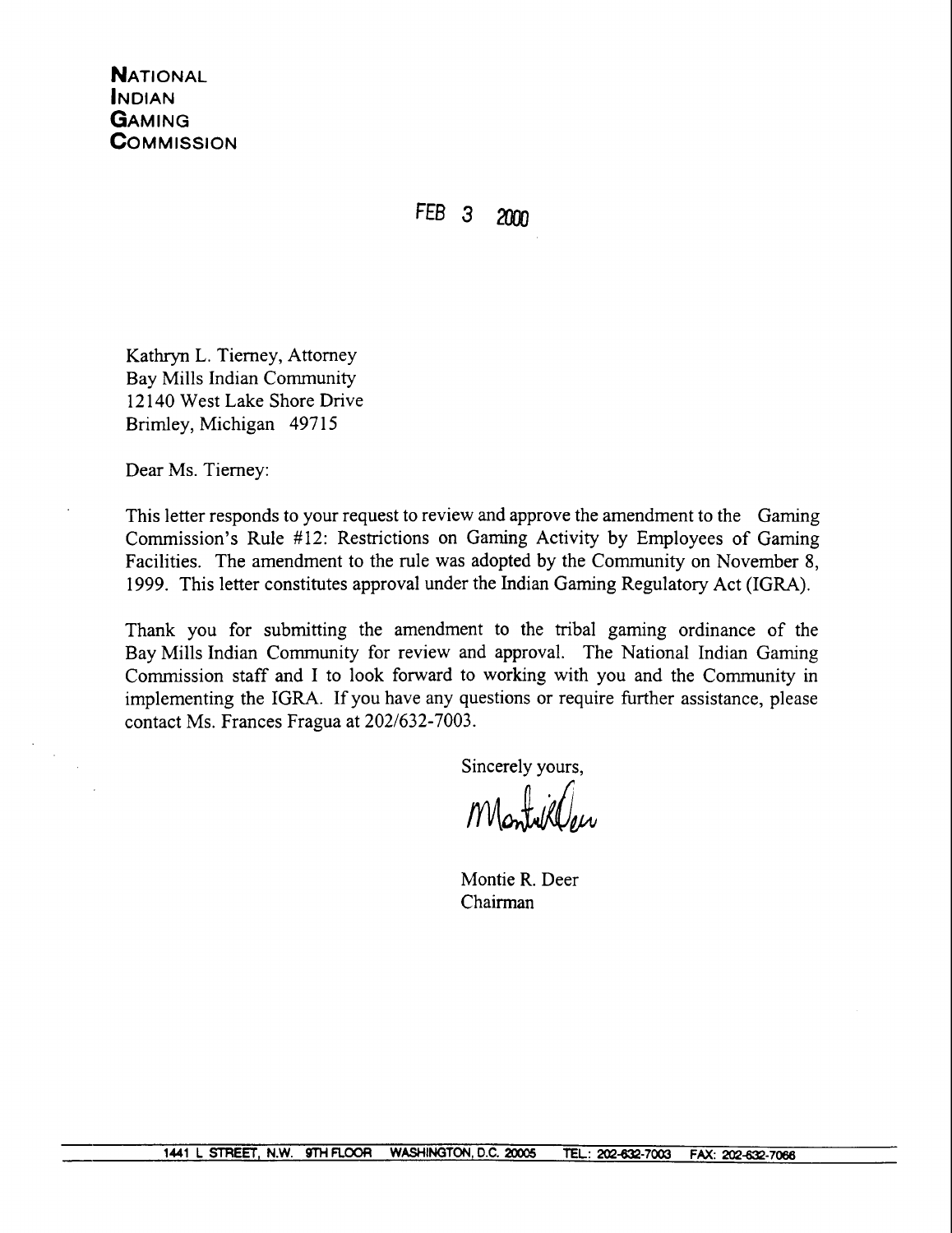**N**ATIONAL
**I**NDIAN
**G**AMING
**C**OMMISSION

FEB 3 2000

Kathryn L. Tierney, Attorney
Bay Mills Indian Community
12140 West Lake Shore Drive
Brimley, Michigan 49715

Dear Ms. Tierney:

This letter responds to your request to review and approve the amendment to the Gaming Commission's Rule #12: Restrictions on Gaming Activity by Employees of Gaming Facilities. The amendment to the rule was adopted by the Community on November 8, 1999. This letter constitutes approval under the Indian Gaming Regulatory Act (IGRA).

Thank you for submitting the amendment to the tribal gaming ordinance of the Bay Mills Indian Community for review and approval. The National Indian Gaming Commission staff and I to look forward to working with you and the Community in implementing the IGRA. If you have any questions or require further assistance, please contact Ms. Frances Fragua at 202/632-7003.

Sincerely yours,

Montie R. Deer
Chairman

1441 L STREET, N.W. 9TH FLOOR WASHINGTON, D.C. 20005 TEL.: 202-632-7003 FAX: 202-632-7066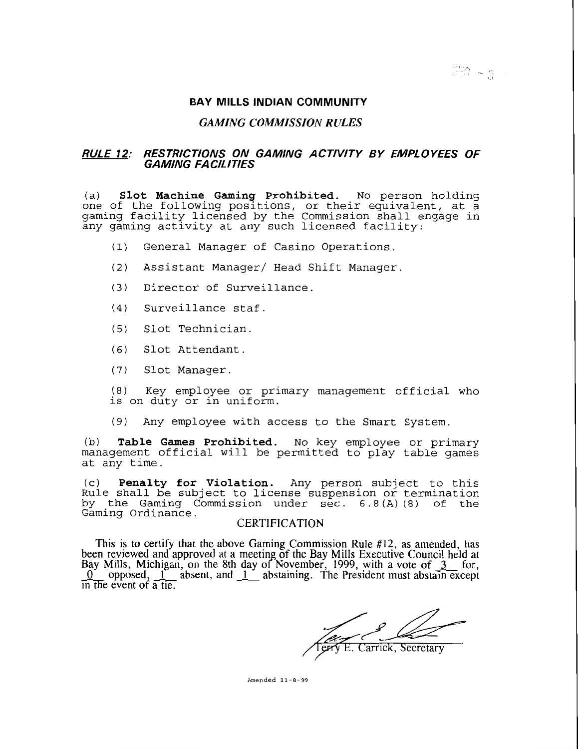## BAY MILLS INDIAN COMMUNITY

### *GAMING COMMISSION RULES*

### ***RULE 12:*** ***RESTRICTIONS ON GAMING ACTIVITY BY EMPLOYEES OF GAMING FACILITIES***

(a) **Slot Machine Gaming Prohibited.** No person holding one of the following positions, or their equivalent, at a gaming facility licensed by the Commission shall engage in any gaming activity at any such licensed facility:

(1) General Manager of Casino Operations.

(2) Assistant Manager/ Head Shift Manager.

(3) Director of Surveillance.

(4) Surveillance staf.

(5) Slot Technician.

(6) Slot Attendant.

(7) Slot Manager.

(8) Key employee or primary management official who is on duty or in uniform.

(9) Any employee with access to the Smart System.

(b) **Table Games Prohibited.** No key employee or primary management official will be permitted to play table games at any time.

(c) **Penalty for Violation.** Any person subject to this Rule shall be subject to license suspension or termination by the Gaming Commission under sec. 6.8(A)(8) of the Gaming Ordinance.

CERTIFICATION

This is to certify that the above Gaming Commission Rule #12, as amended, has been reviewed and approved at a meeting of the Bay Mills Executive Council held at Bay Mills, Michigan, on the 8th day of November, 1999, with a vote of 3 for, 0 opposed, 1 absent, and 1 abstaining. The President must abstain except in the event of a tie.

Terry E. Carrick, Secretary

Amended 11-8-99